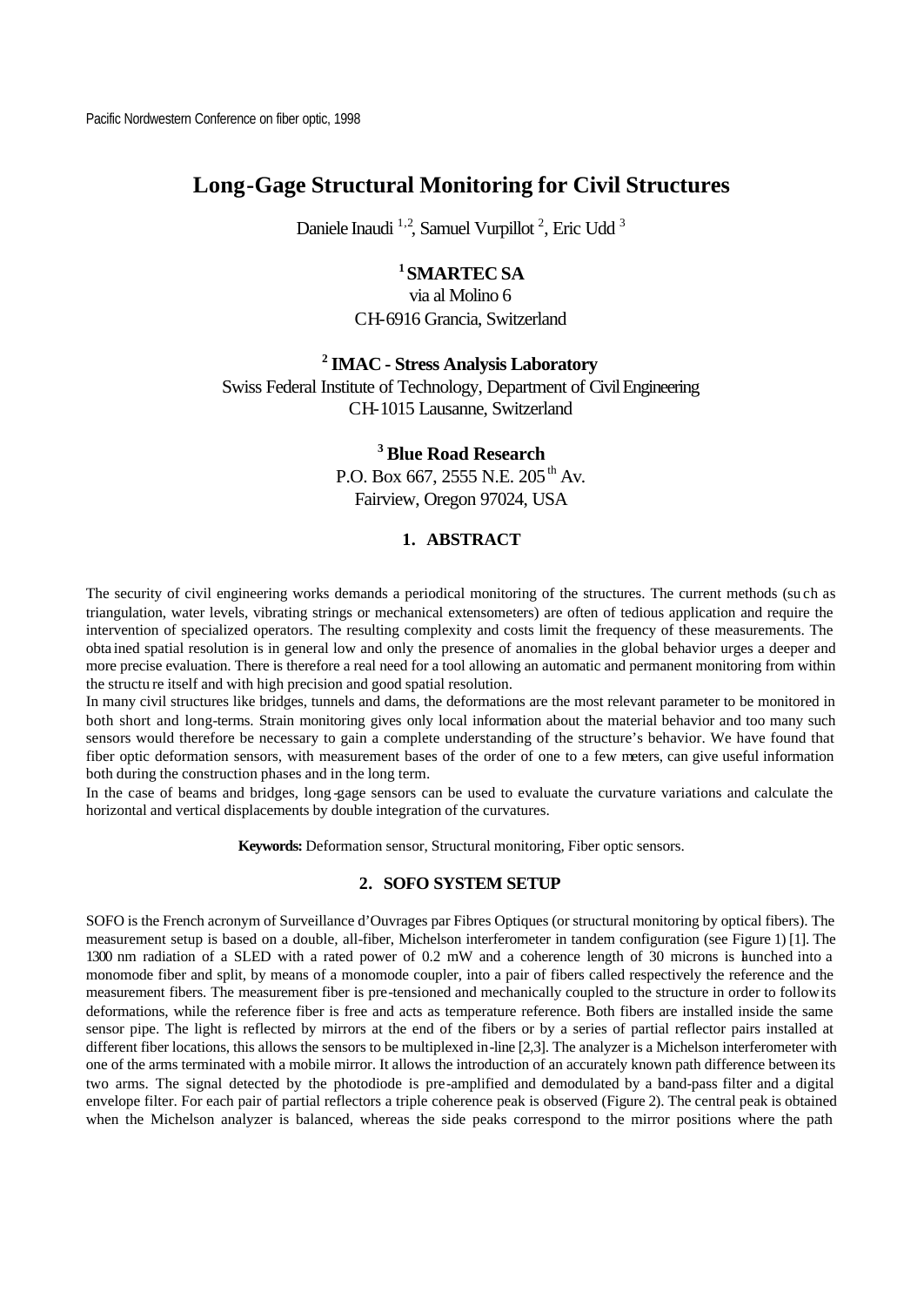Pacific Nordwestern Conference on fiber optic, 1998

# Long-Gage Structural Monitoring for Civil Structures

Daniele Inaudi [1,2], Samuel Vurpillot [2], Eric Udd [3]

**[1] SMARTEC SA**
via al Molino 6
CH-6916 Grancia, Switzerland

**[2] IMAC - Stress Analysis Laboratory**
Swiss Federal Institute of Technology, Department of Civil Engineering
CH-1015 Lausanne, Switzerland

**[3] Blue Road Research**
P.O. Box 667, 2555 N.E. 205th Av.
Fairview, Oregon 97024, USA

## 1. ABSTRACT

The security of civil engineering works demands a periodical monitoring of the structures. The current methods (such as triangulation, water levels, vibrating strings or mechanical extensometers) are often of tedious application and require the intervention of specialized operators. The resulting complexity and costs limit the frequency of these measurements. The obtained spatial resolution is in general low and only the presence of anomalies in the global behavior urges a deeper and more precise evaluation. There is therefore a real need for a tool allowing an automatic and permanent monitoring from within the structure itself and with high precision and good spatial resolution.

In many civil structures like bridges, tunnels and dams, the deformations are the most relevant parameter to be monitored in both short and long-terms. Strain monitoring gives only local information about the material behavior and too many such sensors would therefore be necessary to gain a complete understanding of the structure's behavior. We have found that fiber optic deformation sensors, with measurement bases of the order of one to a few meters, can give useful information both during the construction phases and in the long term.

In the case of beams and bridges, long-gage sensors can be used to evaluate the curvature variations and calculate the horizontal and vertical displacements by double integration of the curvatures.

**Keywords:** Deformation sensor, Structural monitoring, Fiber optic sensors.

## 2. SOFO SYSTEM SETUP

SOFO is the French acronym of Surveillance d'Ouvrages par Fibres Optiques (or structural monitoring by optical fibers). The measurement setup is based on a double, all-fiber, Michelson interferometer in tandem configuration (see Figure 1) [1]. The 1300 nm radiation of a SLED with a rated power of 0.2 mW and a coherence length of 30 microns is launched into a monomode fiber and split, by means of a monomode coupler, into a pair of fibers called respectively the reference and the measurement fibers. The measurement fiber is pre-tensioned and mechanically coupled to the structure in order to follow its deformations, while the reference fiber is free and acts as temperature reference. Both fibers are installed inside the same sensor pipe. The light is reflected by mirrors at the end of the fibers or by a series of partial reflector pairs installed at different fiber locations, this allows the sensors to be multiplexed in-line [2,3]. The analyzer is a Michelson interferometer with one of the arms terminated with a mobile mirror. It allows the introduction of an accurately known path difference between its two arms. The signal detected by the photodiode is pre-amplified and demodulated by a band-pass filter and a digital envelope filter. For each pair of partial reflectors a triple coherence peak is observed (Figure 2). The central peak is obtained when the Michelson analyzer is balanced, whereas the side peaks correspond to the mirror positions where the path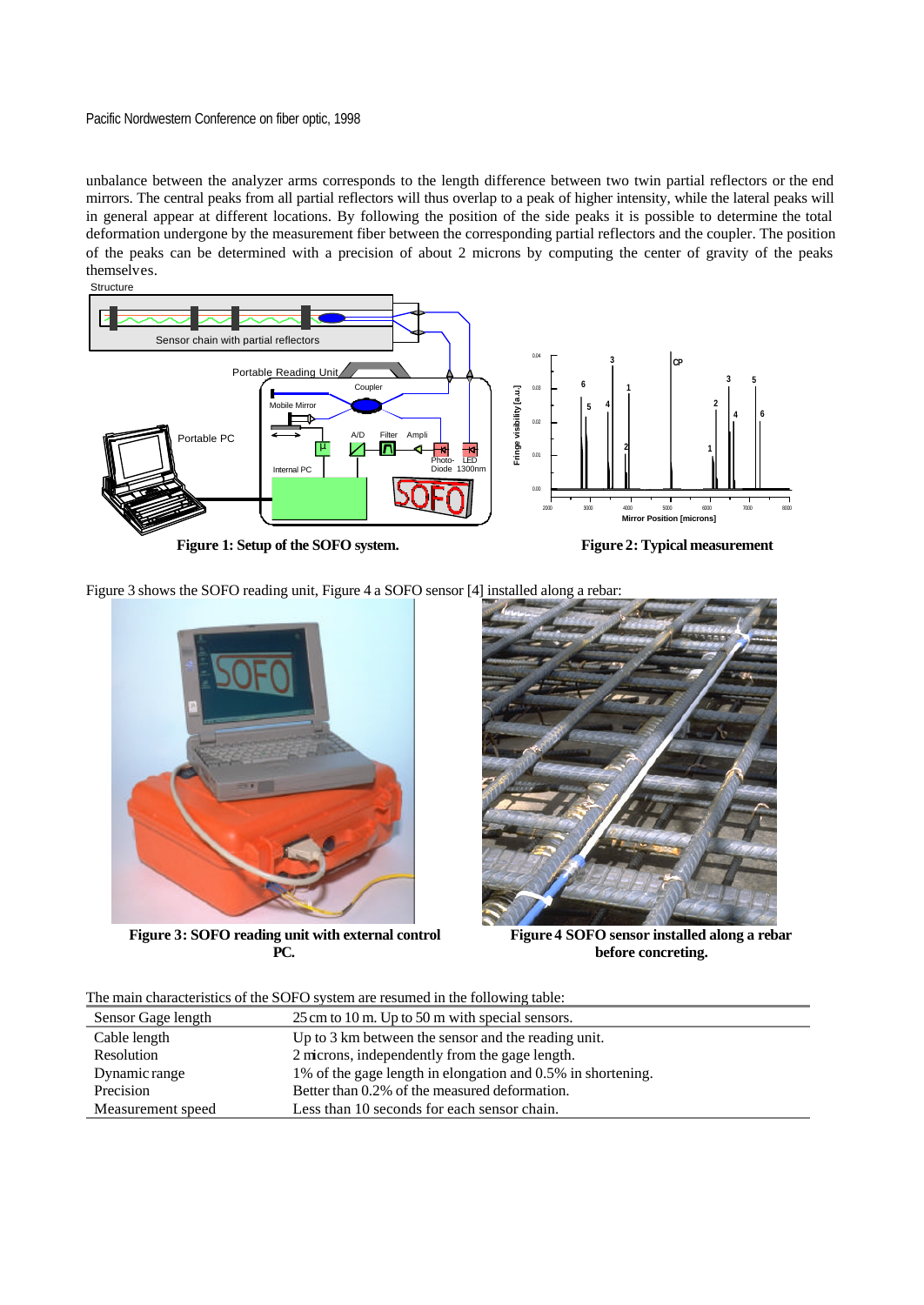unbalance between the analyzer arms corresponds to the length difference between two twin partial reflectors or the end mirrors. The central peaks from all partial reflectors will thus overlap to a peak of higher intensity, while the lateral peaks will in general appear at different locations. By following the position of the side peaks it is possible to determine the total deformation undergone by the measurement fiber between the corresponding partial reflectors and the coupler. The position of the peaks can be determined with a precision of about 2 microns by computing the center of gravity of the peaks themselves.

**Figure 1: Setup of the SOFO system.**

**Figure 2: Typical measurement**

Figure 3 shows the SOFO reading unit, Figure 4 a SOFO sensor [4] installed along a rebar:

**Figure 3: SOFO reading unit with external control PC.**

**Figure 4 SOFO sensor installed along a rebar before concreting.**

The main characteristics of the SOFO system are resumed in the following table:

| | |
|---|---|
| Sensor Gage length | 25 cm to 10 m. Up to 50 m with special sensors. |
| Cable length | Up to 3 km between the sensor and the reading unit. |
| Resolution | 2 microns, independently from the gage length. |
| Dynamic range | 1% of the gage length in elongation and 0.5% in shortening. |
| Precision | Better than 0.2% of the measured deformation. |
| Measurement speed | Less than 10 seconds for each sensor chain. |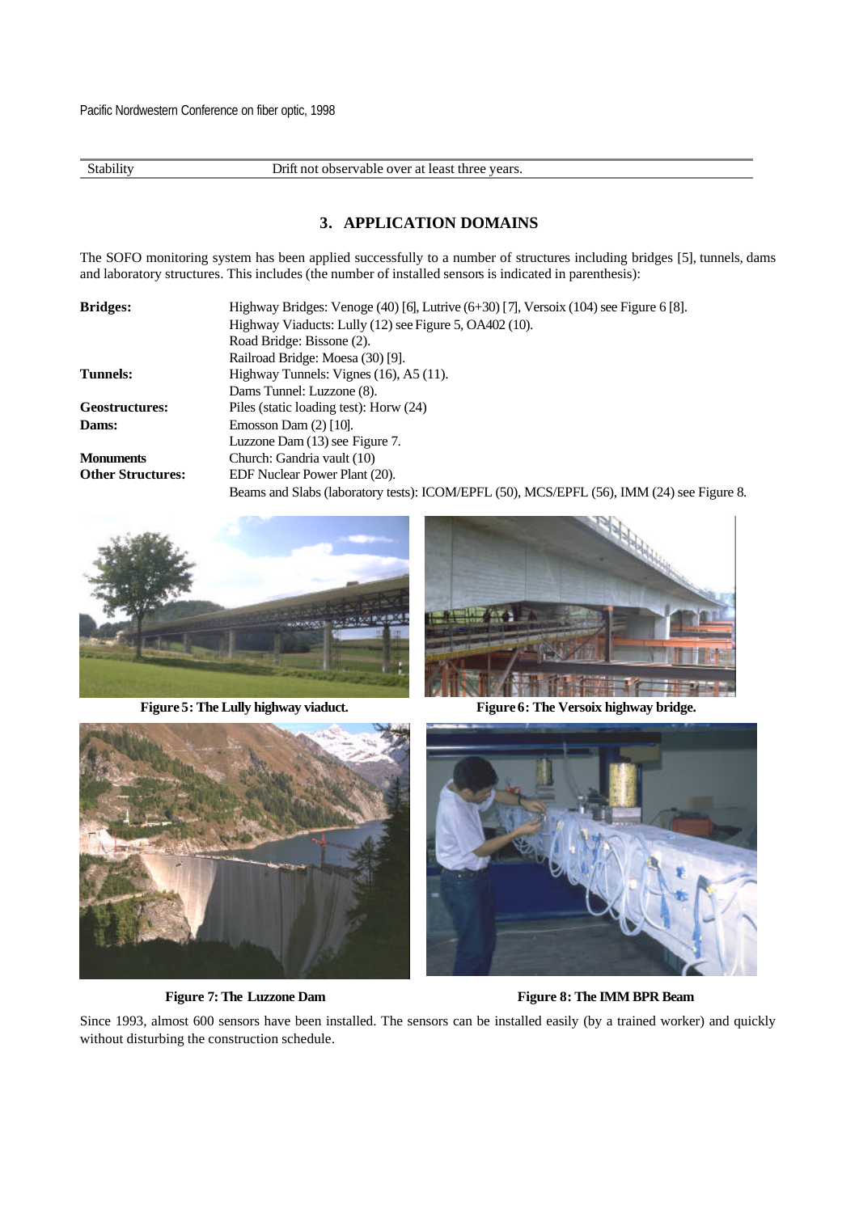| Stability | Drift not observable over at least three years. |
|---|---|

## 3. APPLICATION DOMAINS

The SOFO monitoring system has been applied successfully to a number of structures including bridges [5], tunnels, dams and laboratory structures. This includes (the number of installed sensors is indicated in parenthesis):

| | |
|---|---|
| **Bridges:** | Highway Bridges: Venoge (40) [6], Lutrive (6+30) [7], Versoix (104) see Figure 6 [8]. |
| | Highway Viaducts: Lully (12) see Figure 5, OA402 (10). |
| | Road Bridge: Bissone (2). |
| | Railroad Bridge: Moesa (30) [9]. |
| **Tunnels:** | Highway Tunnels: Vignes (16), A5 (11). |
| | Dams Tunnel: Luzzone (8). |
| **Geostructures:** | Piles (static loading test): Horw (24) |
| **Dams:** | Emosson Dam (2) [10]. |
| | Luzzone Dam (13) see Figure 7. |
| **Monuments** | Church: Gandria vault (10) |
| **Other Structures:** | EDF Nuclear Power Plant (20). |
| | Beams and Slabs (laboratory tests): ICOM/EPFL (50), MCS/EPFL (56), IMM (24) see Figure 8. |

**Figure 5: The Lully highway viaduct.**

**Figure 6: The Versoix highway bridge.**

**Figure 7: The Luzzone Dam**

**Figure 8: The IMM BPR Beam**

Since 1993, almost 600 sensors have been installed. The sensors can be installed easily (by a trained worker) and quickly without disturbing the construction schedule.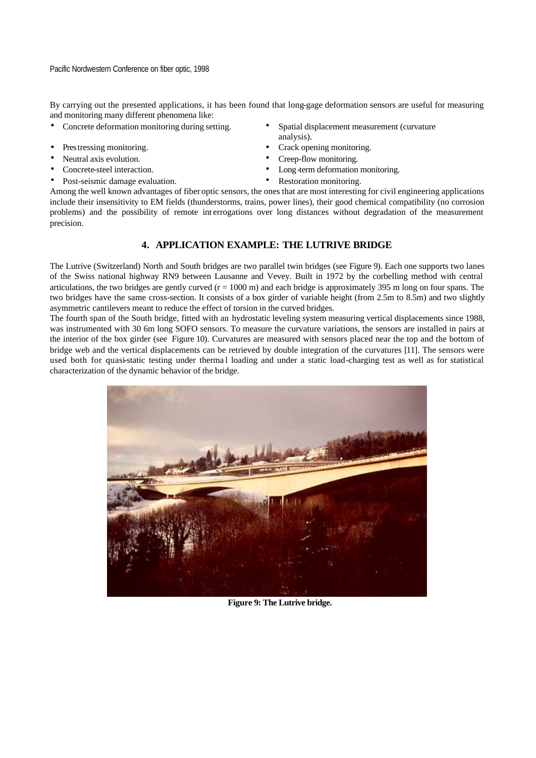By carrying out the presented applications, it has been found that long-gage deformation sensors are useful for measuring and monitoring many different phenomena like:

- Concrete deformation monitoring during setting.
- Prestressing monitoring.
- Neutral axis evolution.
- Concrete-steel interaction.
- Post-seismic damage evaluation.
- Spatial displacement measurement (curvature analysis).
- Crack opening monitoring.
- Creep-flow monitoring.
- Long-term deformation monitoring.
- Restoration monitoring.

Among the well known advantages of fiber optic sensors, the ones that are most interesting for civil engineering applications include their insensitivity to EM fields (thunderstorms, trains, power lines), their good chemical compatibility (no corrosion problems) and the possibility of remote interrogations over long distances without degradation of the measurement precision.

## 4. APPLICATION EXAMPLE: THE LUTRIVE BRIDGE

The Lutrive (Switzerland) North and South bridges are two parallel twin bridges (see Figure 9). Each one supports two lanes of the Swiss national highway RN9 between Lausanne and Vevey. Built in 1972 by the corbelling method with central articulations, the two bridges are gently curved (r = 1000 m) and each bridge is approximately 395 m long on four spans. The two bridges have the same cross-section. It consists of a box girder of variable height (from 2.5m to 8.5m) and two slightly asymmetric cantilevers meant to reduce the effect of torsion in the curved bridges.

The fourth span of the South bridge, fitted with an hydrostatic leveling system measuring vertical displacements since 1988, was instrumented with 30 6m long SOFO sensors. To measure the curvature variations, the sensors are installed in pairs at the interior of the box girder (see Figure 10). Curvatures are measured with sensors placed near the top and the bottom of bridge web and the vertical displacements can be retrieved by double integration of the curvatures [11]. The sensors were used both for quasi-static testing under thermal loading and under a static load-charging test as well as for statistical characterization of the dynamic behavior of the bridge.

**Figure 9: The Lutrive bridge.**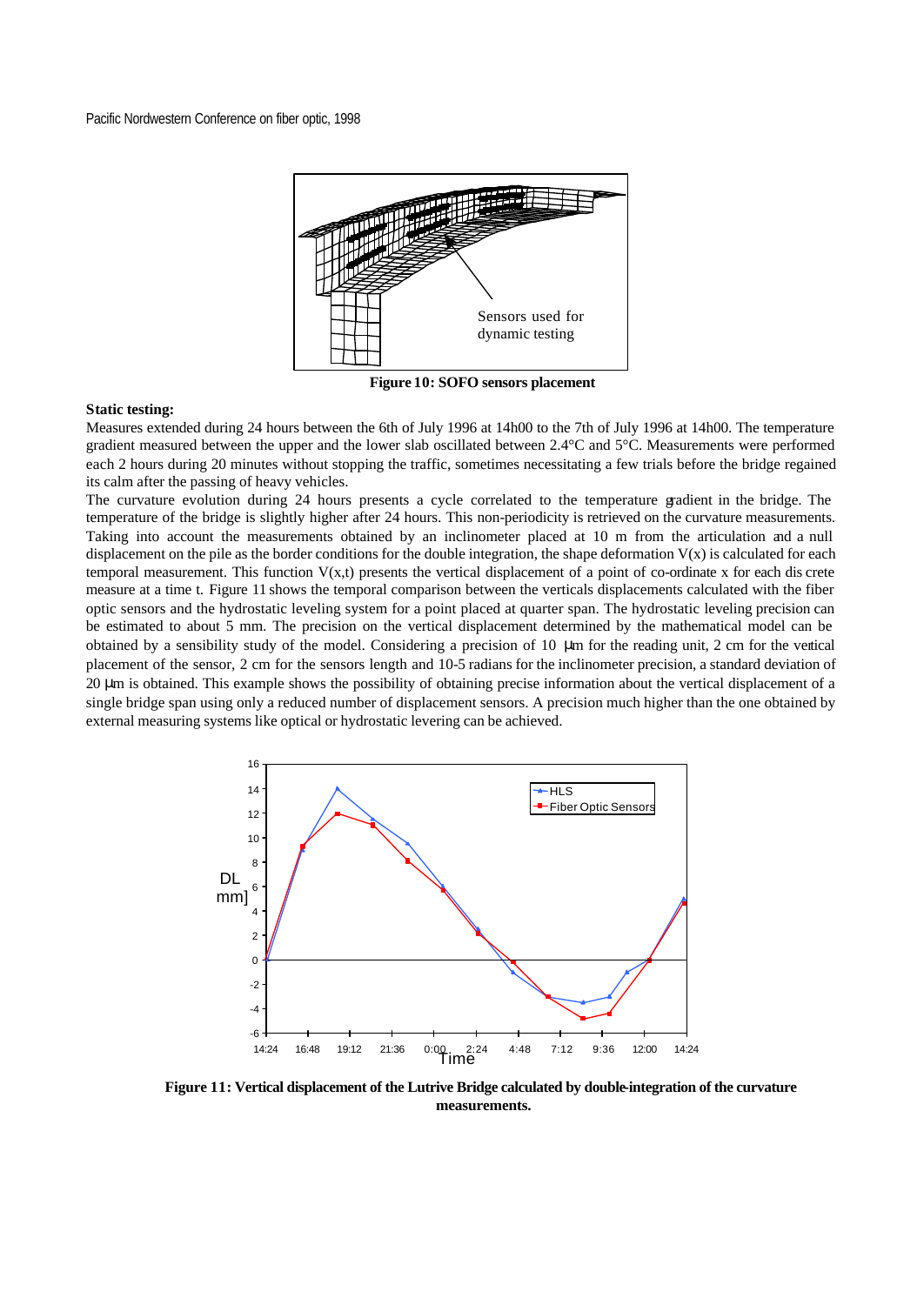Figure 10: SOFO sensors placement

**Static testing:**

Measures extended during 24 hours between the 6th of July 1996 at 14h00 to the 7th of July 1996 at 14h00. The temperature gradient measured between the upper and the lower slab oscillated between 2.4°C and 5°C. Measurements were performed each 2 hours during 20 minutes without stopping the traffic, sometimes necessitating a few trials before the bridge regained its calm after the passing of heavy vehicles.

The curvature evolution during 24 hours presents a cycle correlated to the temperature gradient in the bridge. The temperature of the bridge is slightly higher after 24 hours. This non-periodicity is retrieved on the curvature measurements. Taking into account the measurements obtained by an inclinometer placed at 10 m from the articulation and a null displacement on the pile as the border conditions for the double integration, the shape deformation V(x) is calculated for each temporal measurement. This function V(x,t) presents the vertical displacement of a point of co-ordinate x for each dis crete measure at a time t. Figure 11 shows the temporal comparison between the verticals displacements calculated with the fiber optic sensors and the hydrostatic leveling system for a point placed at quarter span. The hydrostatic leveling precision can be estimated to about 5 mm. The precision on the vertical displacement determined by the mathematical model can be obtained by a sensibility study of the model. Considering a precision of 10 μm for the reading unit, 2 cm for the vertical placement of the sensor, 2 cm for the sensors length and 10-5 radians for the inclinometer precision, a standard deviation of 20 μm is obtained. This example shows the possibility of obtaining precise information about the vertical displacement of a single bridge span using only a reduced number of displacement sensors. A precision much higher than the one obtained by external measuring systems like optical or hydrostatic levering can be achieved.

**Figure 11: Vertical displacement of the Lutrive Bridge calculated by double-integration of the curvature measurements.**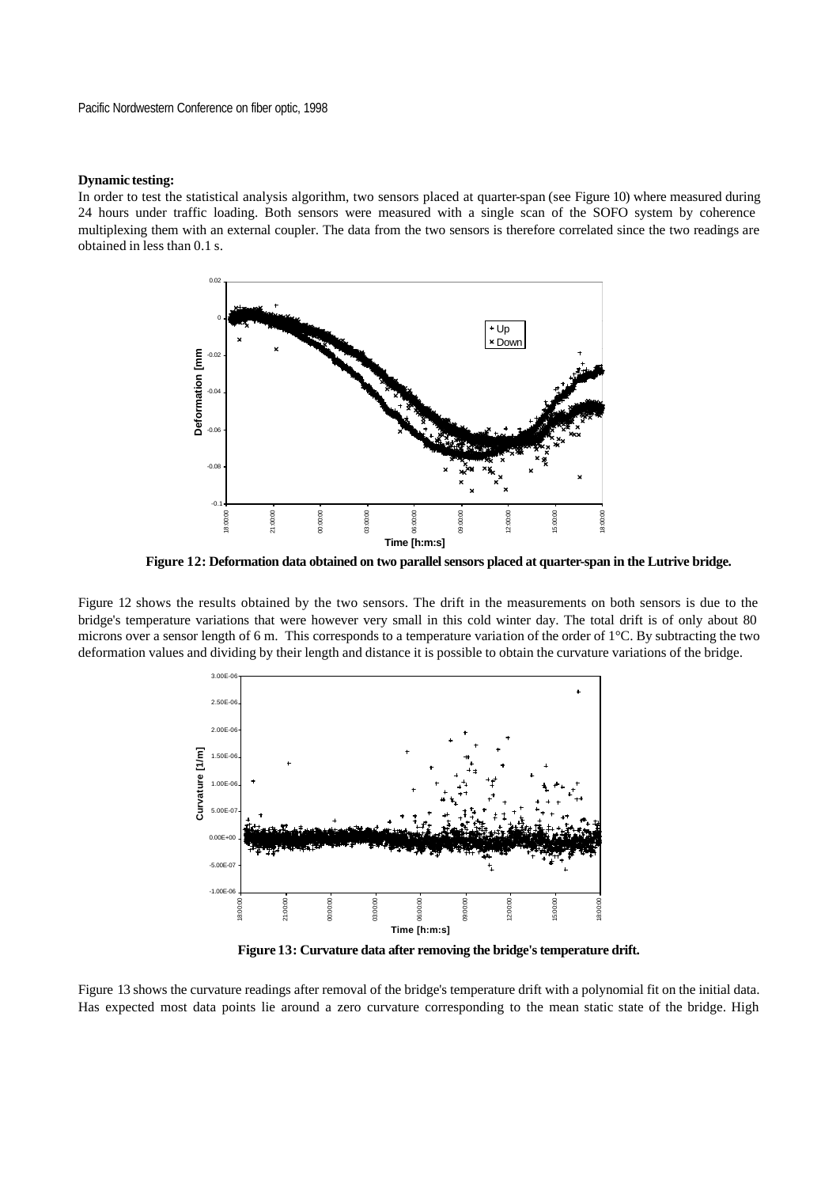**Dynamic testing:**

In order to test the statistical analysis algorithm, two sensors placed at quarter-span (see Figure 10) where measured during 24 hours under traffic loading. Both sensors were measured with a single scan of the SOFO system by coherence multiplexing them with an external coupler. The data from the two sensors is therefore correlated since the two readings are obtained in less than 0.1 s.

**Figure 12: Deformation data obtained on two parallel sensors placed at quarter-span in the Lutrive bridge.**

Figure 12 shows the results obtained by the two sensors. The drift in the measurements on both sensors is due to the bridge's temperature variations that were however very small in this cold winter day. The total drift is of only about 80 microns over a sensor length of 6 m. This corresponds to a temperature variation of the order of 1°C. By subtracting the two deformation values and dividing by their length and distance it is possible to obtain the curvature variations of the bridge.

**Figure 13: Curvature data after removing the bridge's temperature drift.**

Figure 13 shows the curvature readings after removal of the bridge's temperature drift with a polynomial fit on the initial data. Has expected most data points lie around a zero curvature corresponding to the mean static state of the bridge. High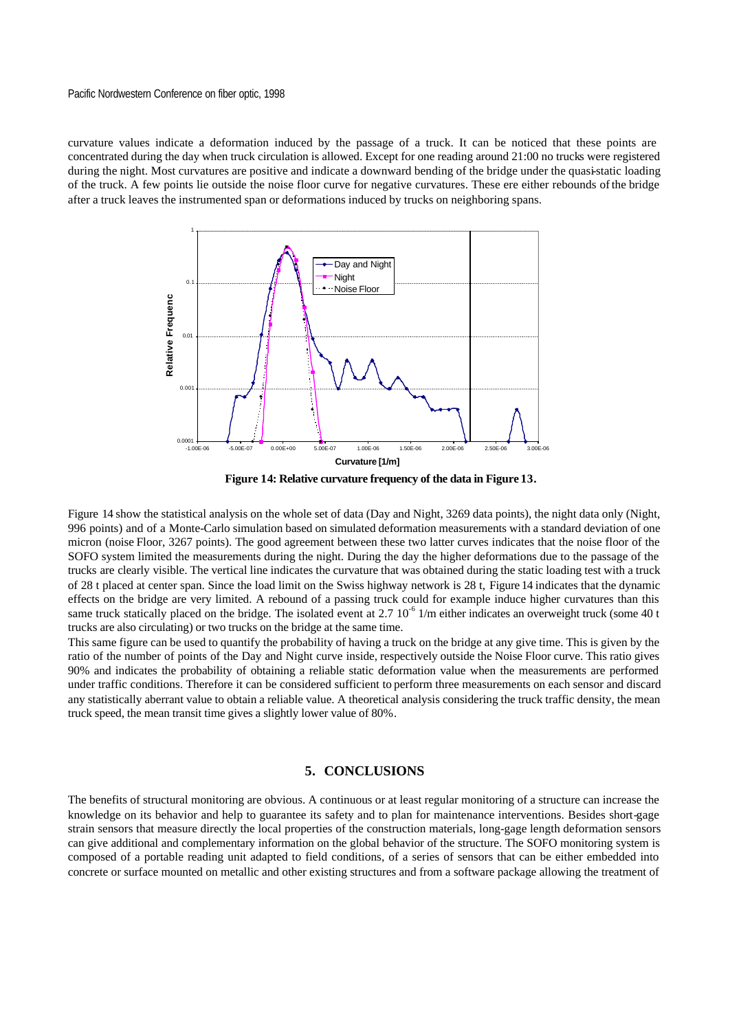curvature values indicate a deformation induced by the passage of a truck. It can be noticed that these points are concentrated during the day when truck circulation is allowed. Except for one reading around 21:00 no trucks were registered during the night. Most curvatures are positive and indicate a downward bending of the bridge under the quasi-static loading of the truck. A few points lie outside the noise floor curve for negative curvatures. These ere either rebounds of the bridge after a truck leaves the instrumented span or deformations induced by trucks on neighboring spans.

**Figure 14: Relative curvature frequency of the data in Figure 13.**

Figure 14 show the statistical analysis on the whole set of data (Day and Night, 3269 data points), the night data only (Night, 996 points) and of a Monte-Carlo simulation based on simulated deformation measurements with a standard deviation of one micron (noise Floor, 3267 points). The good agreement between these two latter curves indicates that the noise floor of the SOFO system limited the measurements during the night. During the day the higher deformations due to the passage of the trucks are clearly visible. The vertical line indicates the curvature that was obtained during the static loading test with a truck of 28 t placed at center span. Since the load limit on the Swiss highway network is 28 t, Figure 14 indicates that the dynamic effects on the bridge are very limited. A rebound of a passing truck could for example induce higher curvatures than this same truck statically placed on the bridge. The isolated event at $2.7\ 10^{-6}$ 1/m either indicates an overweight truck (some 40 t trucks are also circulating) or two trucks on the bridge at the same time.

This same figure can be used to quantify the probability of having a truck on the bridge at any give time. This is given by the ratio of the number of points of the Day and Night curve inside, respectively outside the Noise Floor curve. This ratio gives 90% and indicates the probability of obtaining a reliable static deformation value when the measurements are performed under traffic conditions. Therefore it can be considered sufficient to perform three measurements on each sensor and discard any statistically aberrant value to obtain a reliable value. A theoretical analysis considering the truck traffic density, the mean truck speed, the mean transit time gives a slightly lower value of 80%.

## 5. CONCLUSIONS

The benefits of structural monitoring are obvious. A continuous or at least regular monitoring of a structure can increase the knowledge on its behavior and help to guarantee its safety and to plan for maintenance interventions. Besides short-gage strain sensors that measure directly the local properties of the construction materials, long-gage length deformation sensors can give additional and complementary information on the global behavior of the structure. The SOFO monitoring system is composed of a portable reading unit adapted to field conditions, of a series of sensors that can be either embedded into concrete or surface mounted on metallic and other existing structures and from a software package allowing the treatment of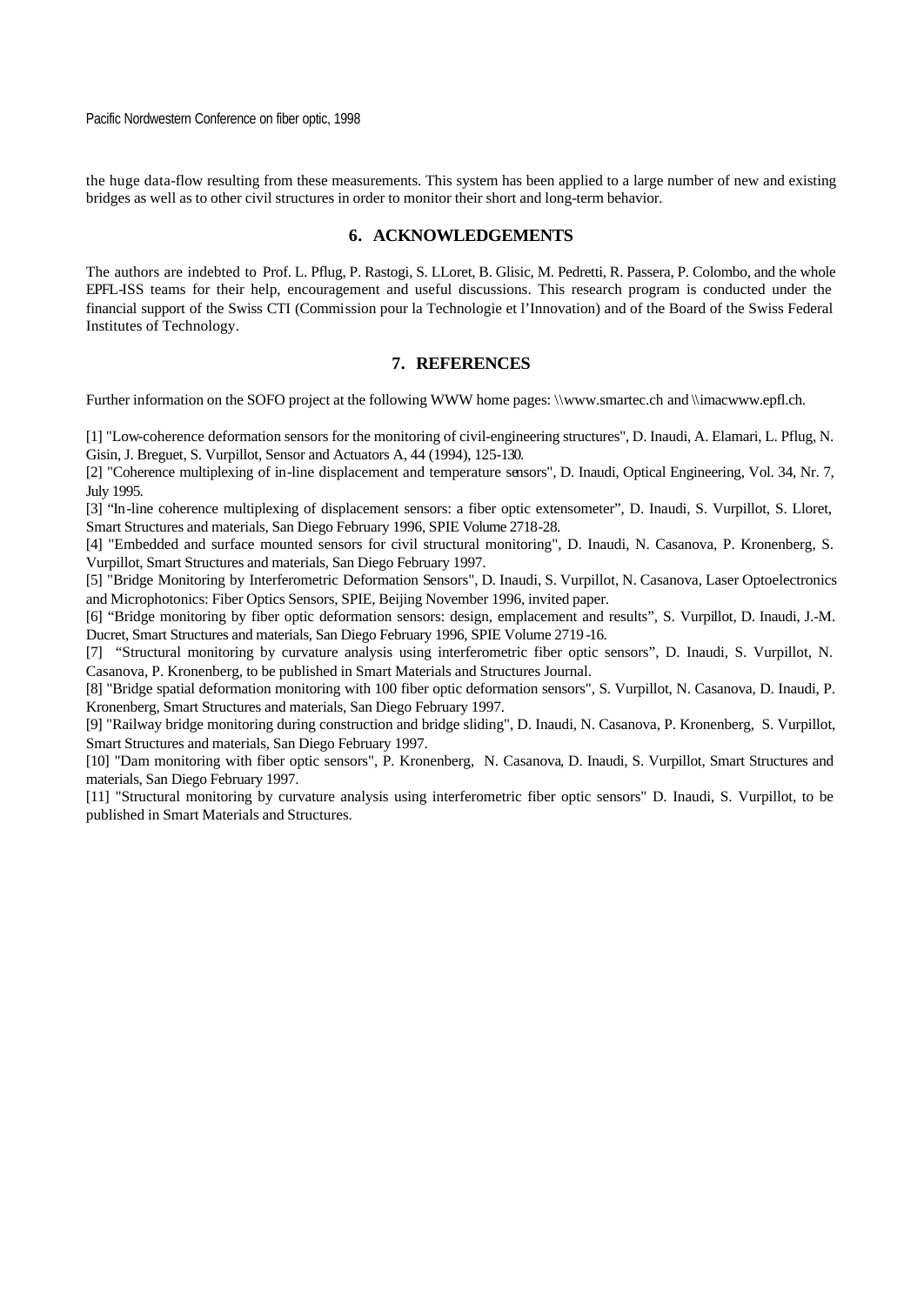the huge data-flow resulting from these measurements. This system has been applied to a large number of new and existing bridges as well as to other civil structures in order to monitor their short and long-term behavior.

## 6. ACKNOWLEDGEMENTS

The authors are indebted to Prof. L. Pflug, P. Rastogi, S. LLoret, B. Glisic, M. Pedretti, R. Passera, P. Colombo, and the whole EPFL-ISS teams for their help, encouragement and useful discussions. This research program is conducted under the financial support of the Swiss CTI (Commission pour la Technologie et l'Innovation) and of the Board of the Swiss Federal Institutes of Technology.

## 7. REFERENCES

Further information on the SOFO project at the following WWW home pages: \\www.smartec.ch and \\imacwww.epfl.ch.

[1] "Low-coherence deformation sensors for the monitoring of civil-engineering structures", D. Inaudi, A. Elamari, L. Pflug, N. Gisin, J. Breguet, S. Vurpillot, Sensor and Actuators A, 44 (1994), 125-130.

[2] "Coherence multiplexing of in-line displacement and temperature sensors", D. Inaudi, Optical Engineering, Vol. 34, Nr. 7, July 1995.

[3] "In-line coherence multiplexing of displacement sensors: a fiber optic extensometer", D. Inaudi, S. Vurpillot, S. Lloret, Smart Structures and materials, San Diego February 1996, SPIE Volume 2718-28.

[4] "Embedded and surface mounted sensors for civil structural monitoring", D. Inaudi, N. Casanova, P. Kronenberg, S. Vurpillot, Smart Structures and materials, San Diego February 1997.

[5] "Bridge Monitoring by Interferometric Deformation Sensors", D. Inaudi, S. Vurpillot, N. Casanova, Laser Optoelectronics and Microphotonics: Fiber Optics Sensors, SPIE, Beijing November 1996, invited paper.

[6] "Bridge monitoring by fiber optic deformation sensors: design, emplacement and results", S. Vurpillot, D. Inaudi, J.-M. Ducret, Smart Structures and materials, San Diego February 1996, SPIE Volume 2719-16.

[7] "Structural monitoring by curvature analysis using interferometric fiber optic sensors", D. Inaudi, S. Vurpillot, N. Casanova, P. Kronenberg, to be published in Smart Materials and Structures Journal.

[8] "Bridge spatial deformation monitoring with 100 fiber optic deformation sensors", S. Vurpillot, N. Casanova, D. Inaudi, P. Kronenberg, Smart Structures and materials, San Diego February 1997.

[9] "Railway bridge monitoring during construction and bridge sliding", D. Inaudi, N. Casanova, P. Kronenberg, S. Vurpillot, Smart Structures and materials, San Diego February 1997.

[10] "Dam monitoring with fiber optic sensors", P. Kronenberg, N. Casanova, D. Inaudi, S. Vurpillot, Smart Structures and materials, San Diego February 1997.

[11] "Structural monitoring by curvature analysis using interferometric fiber optic sensors" D. Inaudi, S. Vurpillot, to be published in Smart Materials and Structures.